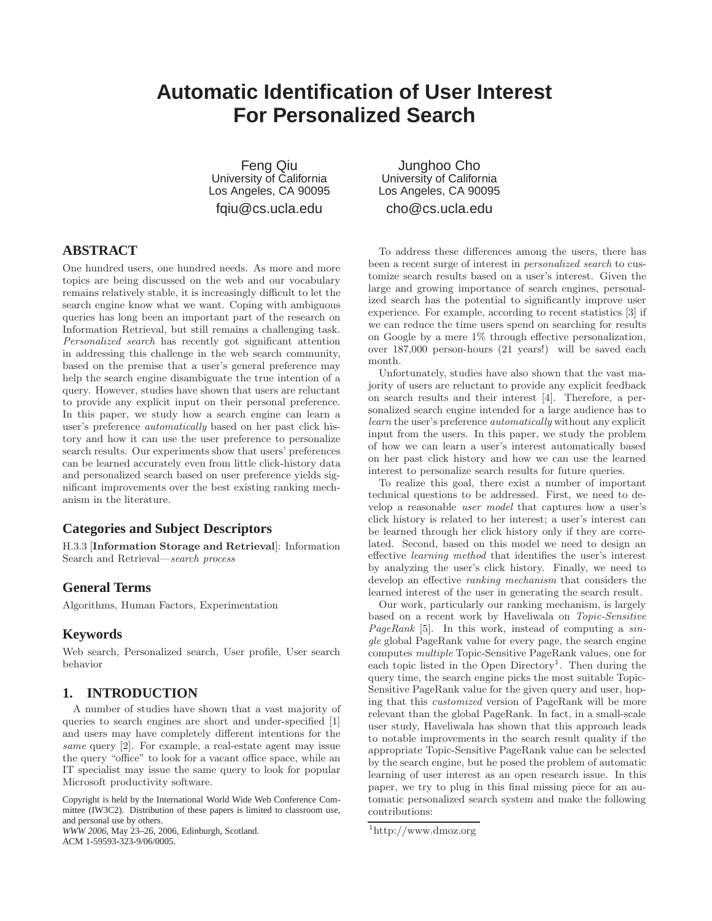# Automatic Identification of User Interest For Personalized Search

Feng Qiu
University of California
Los Angeles, CA 90095
fqiu@cs.ucla.edu

Junghoo Cho
University of California
Los Angeles, CA 90095
cho@cs.ucla.edu

## ABSTRACT

One hundred users, one hundred needs. As more and more topics are being discussed on the web and our vocabulary remains relatively stable, it is increasingly difficult to let the search engine know what we want. Coping with ambiguous queries has long been an important part of the research on Information Retrieval, but still remains a challenging task. *Personalized search* has recently got significant attention in addressing this challenge in the web search community, based on the premise that a user's general preference may help the search engine disambiguate the true intention of a query. However, studies have shown that users are reluctant to provide any explicit input on their personal preference. In this paper, we study how a search engine can learn a user's preference *automatically* based on her past click history and how it can use the user preference to personalize search results. Our experiments show that users' preferences can be learned accurately even from little click-history data and personalized search based on user preference yields significant improvements over the best existing ranking mechanism in the literature.

## Categories and Subject Descriptors

H.3.3 [**Information Storage and Retrieval**]: Information Search and Retrieval—*search process*

## General Terms

Algorithms, Human Factors, Experimentation

## Keywords

Web search, Personalized search, User profile, User search behavior

## 1. INTRODUCTION

A number of studies have shown that a vast majority of queries to search engines are short and under-specified [1] and users may have completely different intentions for the *same* query [2]. For example, a real-estate agent may issue the query "office" to look for a vacant office space, while an IT specialist may issue the same query to look for popular Microsoft productivity software.

Copyright is held by the International World Wide Web Conference Committee (IW3C2). Distribution of these papers is limited to classroom use, and personal use by others.
*WWW 2006*, May 23–26, 2006, Edinburgh, Scotland.
ACM 1-59593-323-9/06/0005.

To address these differences among the users, there has been a recent surge of interest in *personalized search* to customize search results based on a user's interest. Given the large and growing importance of search engines, personalized search has the potential to significantly improve user experience. For example, according to recent statistics [3] if we can reduce the time users spend on searching for results on Google by a mere 1% through effective personalization, over 187,000 person-hours (21 years!) will be saved each month.

Unfortunately, studies have also shown that the vast majority of users are reluctant to provide any explicit feedback on search results and their interest [4]. Therefore, a personalized search engine intended for a large audience has to *learn* the user's preference *automatically* without any explicit input from the users. In this paper, we study the problem of how we can learn a user's interest automatically based on her past click history and how we can use the learned interest to personalize search results for future queries.

To realize this goal, there exist a number of important technical questions to be addressed. First, we need to develop a reasonable *user model* that captures how a user's click history is related to her interest; a user's interest can be learned through her click history only if they are correlated. Second, based on this model we need to design an effective *learning method* that identifies the user's interest by analyzing the user's click history. Finally, we need to develop an effective *ranking mechanism* that considers the learned interest of the user in generating the search result.

Our work, particularly our ranking mechanism, is largely based on a recent work by Haveliwala on *Topic-Sensitive PageRank* [5]. In this work, instead of computing a *single* global PageRank value for every page, the search engine computes *multiple* Topic-Sensitive PageRank values, one for each topic listed in the Open Directory[1]. Then during the query time, the search engine picks the most suitable Topic-Sensitive PageRank value for the given query and user, hoping that this *customized* version of PageRank will be more relevant than the global PageRank. In fact, in a small-scale user study, Haveliwala has shown that this approach leads to notable improvements in the search result quality if the appropriate Topic-Sensitive PageRank value can be selected by the search engine, but he posed the problem of automatic learning of user interest as an open research issue. In this paper, we try to plug in this final missing piece for an automatic personalized search system and make the following contributions:

[1]http://www.dmoz.org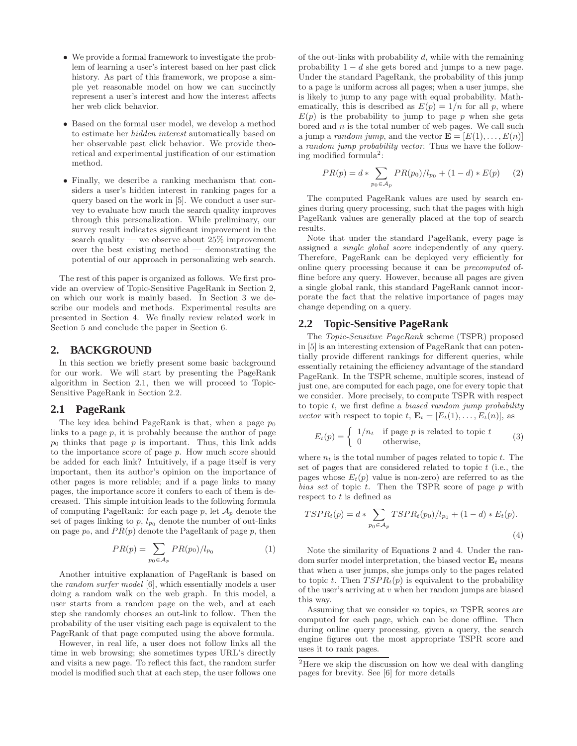- We provide a formal framework to investigate the problem of learning a user's interest based on her past click history. As part of this framework, we propose a simple yet reasonable model on how we can succinctly represent a user's interest and how the interest affects her web click behavior.

- Based on the formal user model, we develop a method to estimate her *hidden interest* automatically based on her observable past click behavior. We provide theoretical and experimental justification of our estimation method.

- Finally, we describe a ranking mechanism that considers a user's hidden interest in ranking pages for a query based on the work in [5]. We conduct a user survey to evaluate how much the search quality improves through this personalization. While preliminary, our survey result indicates significant improvement in the search quality — we observe about 25% improvement over the best existing method — demonstrating the potential of our approach in personalizing web search.

The rest of this paper is organized as follows. We first provide an overview of Topic-Sensitive PageRank in Section 2, on which our work is mainly based. In Section 3 we describe our models and methods. Experimental results are presented in Section 4. We finally review related work in Section 5 and conclude the paper in Section 6.

## 2. BACKGROUND

In this section we briefly present some basic background for our work. We will start by presenting the PageRank algorithm in Section 2.1, then we will proceed to Topic-Sensitive PageRank in Section 2.2.

### 2.1 PageRank

The key idea behind PageRank is that, when a page $p_0$ links to a page $p$, it is probably because the author of page $p_0$ thinks that page $p$ is important. Thus, this link adds to the importance score of page $p$. How much score should be added for each link? Intuitively, if a page itself is very important, then its author's opinion on the importance of other pages is more reliable; and if a page links to many pages, the importance score it confers to each of them is decreased. This simple intuition leads to the following formula of computing PageRank: for each page $p$, let $\mathcal{A}_p$ denote the set of pages linking to $p$, $l_{p_0}$ denote the number of out-links on page $p_0$, and $PR(p)$ denote the PageRank of page $p$, then

$$PR(p) = \sum_{p_0 \in \mathcal{A}_p} PR(p_0)/l_{p_0} \tag{1}$$

Another intuitive explanation of PageRank is based on the *random surfer model* [6], which essentially models a user doing a random walk on the web graph. In this model, a user starts from a random page on the web, and at each step she randomly chooses an out-link to follow. Then the probability of the user visiting each page is equivalent to the PageRank of that page computed using the above formula.

However, in real life, a user does not follow links all the time in web browsing; she sometimes types URL's directly and visits a new page. To reflect this fact, the random surfer model is modified such that at each step, the user follows one of the out-links with probability $d$, while with the remaining probability $1 - d$ she gets bored and jumps to a new page. Under the standard PageRank, the probability of this jump to a page is uniform across all pages; when a user jumps, she is likely to jump to any page with equal probability. Mathematically, this is described as $E(p) = 1/n$ for all $p$, where $E(p)$ is the probability to jump to page $p$ when she gets bored and $n$ is the total number of web pages. We call such a jump a *random jump*, and the vector $\mathbf{E} = [E(1), \ldots, E(n)]$ a *random jump probability vector*. Thus we have the following modified formula[2]:

$$PR(p) = d * \sum_{p_0 \in \mathcal{A}_p} PR(p_0)/l_{p_0} + (1 - d) * E(p) \tag{2}$$

The computed PageRank values are used by search engines during query processing, such that the pages with high PageRank values are generally placed at the top of search results.

Note that under the standard PageRank, every page is assigned a *single global score* independently of any query. Therefore, PageRank can be deployed very efficiently for online query processing because it can be *precomputed* offline before any query. However, because all pages are given a single global rank, this standard PageRank cannot incorporate the fact that the relative importance of pages may change depending on a query.

### 2.2 Topic-Sensitive PageRank

The *Topic-Sensitive PageRank* scheme (TSPR) proposed in [5] is an interesting extension of PageRank that can potentially provide different rankings for different queries, while essentially retaining the efficiency advantage of the standard PageRank. In the TSPR scheme, multiple scores, instead of just one, are computed for each page, one for every topic that we consider. More precisely, to compute TSPR with respect to topic $t$, we first define a *biased random jump probability vector* with respect to topic $t$, $\mathbf{E}_t = [E_t(1), \ldots, E_t(n)]$, as

$$E_t(p) = \begin{cases} 1/n_t & \text{if page } p \text{ is related to topic } t \\ 0 & \text{otherwise,} \end{cases} \tag{3}$$

where $n_t$ is the total number of pages related to topic $t$. The set of pages that are considered related to topic $t$ (i.e., the pages whose $E_t(p)$ value is non-zero) are referred to as the *bias set* of topic $t$. Then the TSPR score of page $p$ with respect to $t$ is defined as

$$TSPR_t(p) = d * \sum_{p_0 \in \mathcal{A}_p} TSPR_t(p_0)/l_{p_0} + (1 - d) * E_t(p). \tag{4}$$

Note the similarity of Equations 2 and 4. Under the random surfer model interpretation, the biased vector $\mathbf{E}_t$ means that when a user jumps, she jumps only to the pages related to topic $t$. Then $TSPR_t(p)$ is equivalent to the probability of the user's arriving at $v$ when her random jumps are biased this way.

Assuming that we consider $m$ topics, $m$ TSPR scores are computed for each page, which can be done offline. Then during online query processing, given a query, the search engine figures out the most appropriate TSPR score and uses it to rank pages.

[2]Here we skip the discussion on how we deal with dangling pages for brevity. See [6] for more details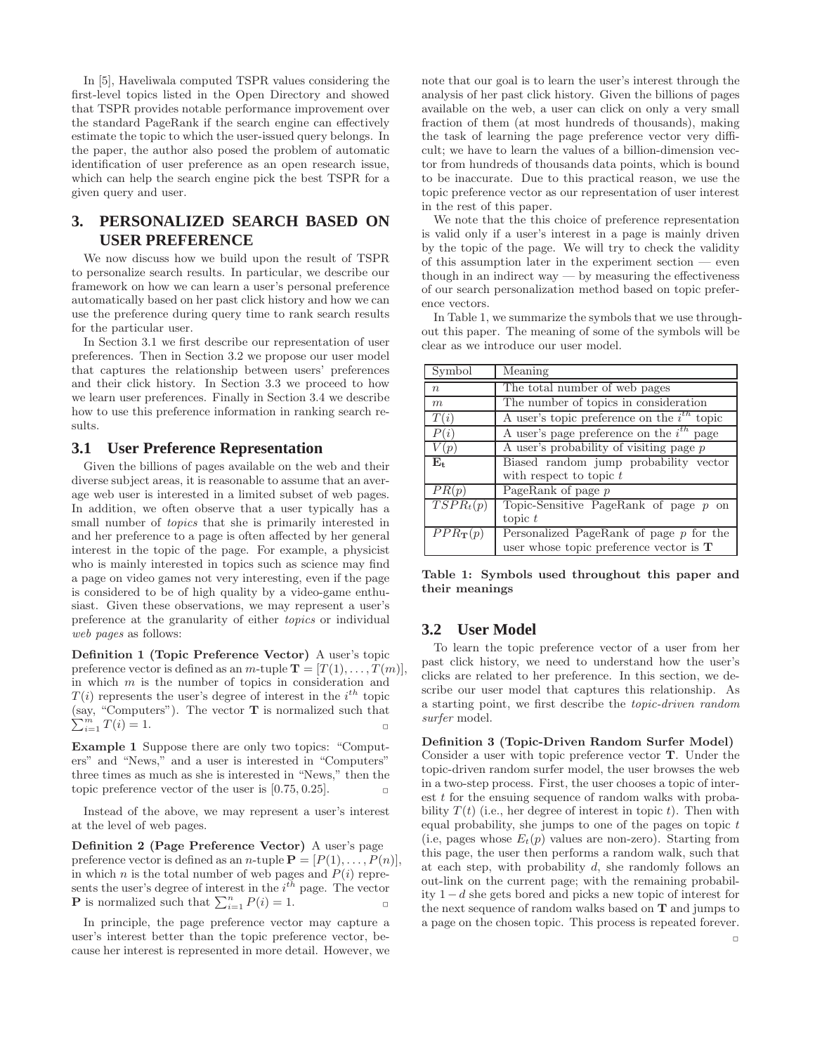In [5], Haveliwala computed TSPR values considering the first-level topics listed in the Open Directory and showed that TSPR provides notable performance improvement over the standard PageRank if the search engine can effectively estimate the topic to which the user-issued query belongs. In the paper, the author also posed the problem of automatic identification of user preference as an open research issue, which can help the search engine pick the best TSPR for a given query and user.

## 3. PERSONALIZED SEARCH BASED ON USER PREFERENCE

We now discuss how we build upon the result of TSPR to personalize search results. In particular, we describe our framework on how we can learn a user's personal preference automatically based on her past click history and how we can use the preference during query time to rank search results for the particular user.

In Section 3.1 we first describe our representation of user preferences. Then in Section 3.2 we propose our user model that captures the relationship between users' preferences and their click history. In Section 3.3 we proceed to how we learn user preferences. Finally in Section 3.4 we describe how to use this preference information in ranking search results.

### 3.1 User Preference Representation

Given the billions of pages available on the web and their diverse subject areas, it is reasonable to assume that an average web user is interested in a limited subset of web pages. In addition, we often observe that a user typically has a small number of *topics* that she is primarily interested in and her preference to a page is often affected by her general interest in the topic of the page. For example, a physicist who is mainly interested in topics such as science may find a page on video games not very interesting, even if the page is considered to be of high quality by a video-game enthusiast. Given these observations, we may represent a user's preference at the granularity of either *topics* or individual *web pages* as follows:

**Definition 1 (Topic Preference Vector)** A user's topic preference vector is defined as an $m$-tuple $\mathbf{T} = [T(1), \ldots, T(m)]$, in which $m$ is the number of topics in consideration and $T(i)$ represents the user's degree of interest in the $i^{th}$ topic (say, "Computers"). The vector $\mathbf{T}$ is normalized such that $\sum_{i=1}^{m} T(i) = 1$. ▫

**Example 1** Suppose there are only two topics: "Computers" and "News," and a user is interested in "Computers" three times as much as she is interested in "News," then the topic preference vector of the user is [0.75, 0.25]. ▫

Instead of the above, we may represent a user's interest at the level of web pages.

**Definition 2 (Page Preference Vector)** A user's page preference vector is defined as an $n$-tuple $\mathbf{P} = [P(1), \ldots, P(n)]$, in which $n$ is the total number of web pages and $P(i)$ represents the user's degree of interest in the $i^{th}$ page. The vector $\mathbf{P}$ is normalized such that $\sum_{i=1}^{n} P(i) = 1$. ▫

In principle, the page preference vector may capture a user's interest better than the topic preference vector, because her interest is represented in more detail. However, we note that our goal is to learn the user's interest through the analysis of her past click history. Given the billions of pages available on the web, a user can click on only a very small fraction of them (at most hundreds of thousands), making the task of learning the page preference vector very difficult; we have to learn the values of a billion-dimension vector from hundreds of thousands data points, which is bound to be inaccurate. Due to this practical reason, we use the topic preference vector as our representation of user interest in the rest of this paper.

We note that the this choice of preference representation is valid only if a user's interest in a page is mainly driven by the topic of the page. We will try to check the validity of this assumption later in the experiment section — even though in an indirect way — by measuring the effectiveness of our search personalization method based on topic preference vectors.

In Table 1, we summarize the symbols that we use throughout this paper. The meaning of some of the symbols will be clear as we introduce our user model.

| Symbol | Meaning |
|---|---|
| $n$ | The total number of web pages |
| $m$ | The number of topics in consideration |
| $T(i)$ | A user's topic preference on the $i^{th}$ topic |
| $P(i)$ | A user's page preference on the $i^{th}$ page |
| $V(p)$ | A user's probability of visiting page $p$ |
| $\mathbf{E_t}$ | Biased random jump probability vector with respect to topic $t$ |
| $PR(p)$ | PageRank of page $p$ |
| $TSPR_t(p)$ | Topic-Sensitive PageRank of page $p$ on topic $t$ |
| $PPR_{\mathbf{T}}(p)$ | Personalized PageRank of page $p$ for the user whose topic preference vector is $\mathbf{T}$ |

**Table 1: Symbols used throughout this paper and their meanings**

### 3.2 User Model

To learn the topic preference vector of a user from her past click history, we need to understand how the user's clicks are related to her preference. In this section, we describe our user model that captures this relationship. As a starting point, we first describe the *topic-driven random surfer* model.

**Definition 3 (Topic-Driven Random Surfer Model)** Consider a user with topic preference vector $\mathbf{T}$. Under the topic-driven random surfer model, the user browses the web in a two-step process. First, the user chooses a topic of interest $t$ for the ensuing sequence of random walks with probability $T(t)$ (i.e., her degree of interest in topic $t$). Then with equal probability, she jumps to one of the pages on topic $t$ (i.e, pages whose $E_t(p)$ values are non-zero). Starting from this page, the user then performs a random walk, such that at each step, with probability $d$, she randomly follows an out-link on the current page; with the remaining probability $1 - d$ she gets bored and picks a new topic of interest for the next sequence of random walks based on $\mathbf{T}$ and jumps to a page on the chosen topic. This process is repeated forever. ▫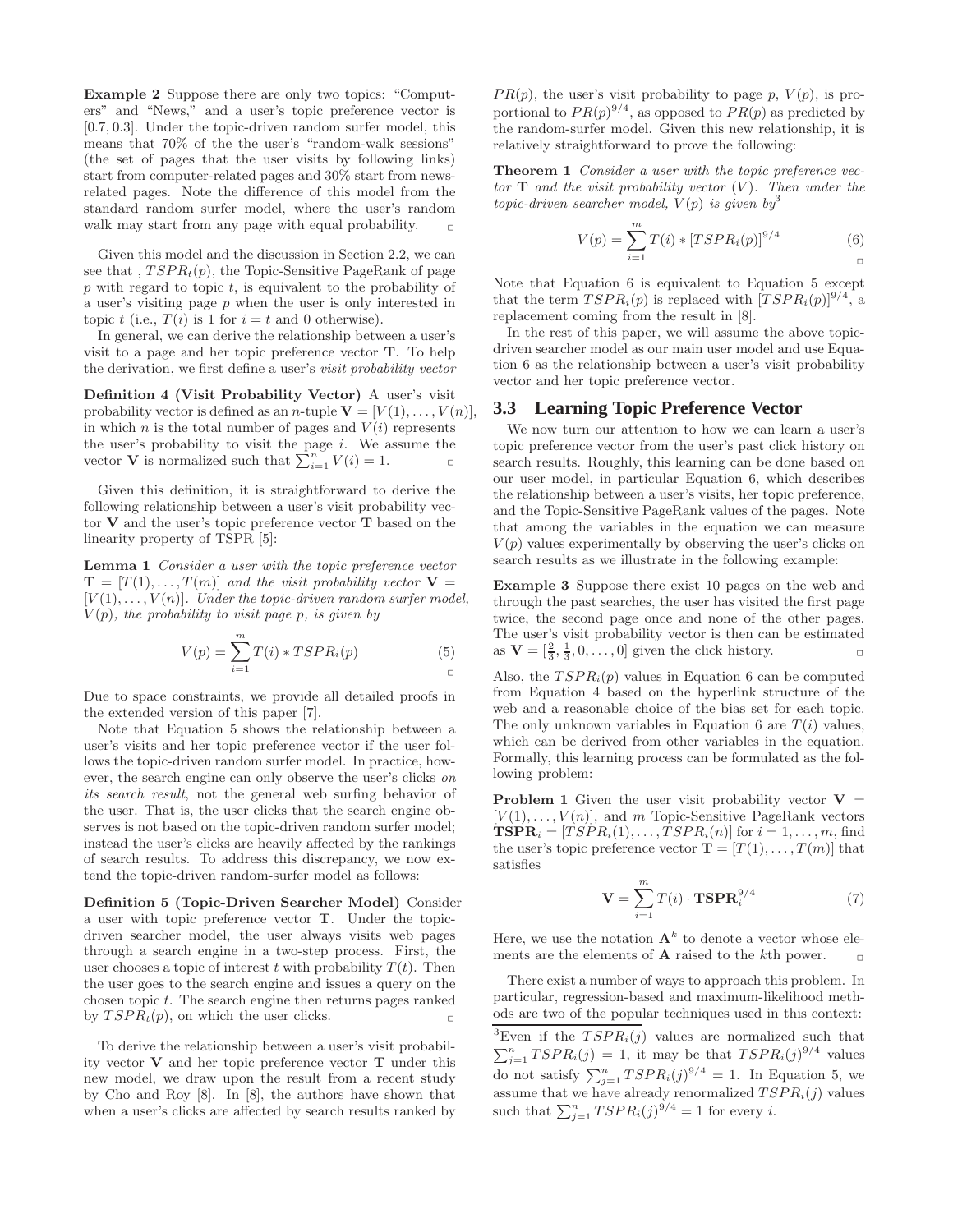**Example 2** Suppose there are only two topics: "Computers" and "News," and a user's topic preference vector is [0.7, 0.3]. Under the topic-driven random surfer model, this means that 70% of the the user's "random-walk sessions" (the set of pages that the user visits by following links) start from computer-related pages and 30% start from news-related pages. Note the difference of this model from the standard random surfer model, where the user's random walk may start from any page with equal probability. ▫

Given this model and the discussion in Section 2.2, we can see that , $TSPR_t(p)$, the Topic-Sensitive PageRank of page $p$ with regard to topic $t$, is equivalent to the probability of a user's visiting page $p$ when the user is only interested in topic $t$ (i.e., $T(i)$ is 1 for $i = t$ and 0 otherwise).

In general, we can derive the relationship between a user's visit to a page and her topic preference vector $\mathbf{T}$. To help the derivation, we first define a user's *visit probability vector*

**Definition 4 (Visit Probability Vector)** A user's visit probability vector is defined as an $n$-tuple $\mathbf{V} = [V(1), \ldots, V(n)]$, in which $n$ is the total number of pages and $V(i)$ represents the user's probability to visit the page $i$. We assume the vector $\mathbf{V}$ is normalized such that $\sum_{i=1}^{n} V(i) = 1$. ▫

Given this definition, it is straightforward to derive the following relationship between a user's visit probability vector $\mathbf{V}$ and the user's topic preference vector $\mathbf{T}$ based on the linearity property of TSPR [5]:

**Lemma 1** *Consider a user with the topic preference vector $\mathbf{T} = [T(1), \ldots, T(m)]$ and the visit probability vector $\mathbf{V} = [V(1), \ldots, V(n)]$. Under the topic-driven random surfer model, $V(p)$, the probability to visit page $p$, is given by*

$$V(p) = \sum_{i=1}^{m} T(i) * TSPR_i(p) \quad (5)$$

▫

Due to space constraints, we provide all detailed proofs in the extended version of this paper [7].

Note that Equation 5 shows the relationship between a user's visits and her topic preference vector if the user follows the topic-driven random surfer model. In practice, however, the search engine can only observe the user's clicks *on its search result*, not the general web surfing behavior of the user. That is, the user clicks that the search engine observes is not based on the topic-driven random surfer model; instead the user's clicks are heavily affected by the rankings of search results. To address this discrepancy, we now extend the topic-driven random-surfer model as follows:

**Definition 5 (Topic-Driven Searcher Model)** Consider a user with topic preference vector $\mathbf{T}$. Under the topic-driven searcher model, the user always visits web pages through a search engine in a two-step process. First, the user chooses a topic of interest $t$ with probability $T(t)$. Then the user goes to the search engine and issues a query on the chosen topic $t$. The search engine then returns pages ranked by $TSPR_t(p)$, on which the user clicks. ▫

To derive the relationship between a user's visit probability vector $\mathbf{V}$ and her topic preference vector $\mathbf{T}$ under this new model, we draw upon the result from a recent study by Cho and Roy [8]. In [8], the authors have shown that when a user's clicks are affected by search results ranked by $PR(p)$, the user's visit probability to page $p$, $V(p)$, is proportional to $PR(p)^{9/4}$, as opposed to $PR(p)$ as predicted by the random-surfer model. Given this new relationship, it is relatively straightforward to prove the following:

**Theorem 1** *Consider a user with the topic preference vector $\mathbf{T}$ and the visit probability vector $(V)$. Then under the topic-driven searcher model, $V(p)$ is given by*[3]

$$V(p) = \sum_{i=1}^{m} T(i) * [TSPR_i(p)]^{9/4} \quad (6)$$

▫

Note that Equation 6 is equivalent to Equation 5 except that the term $TSPR_i(p)$ is replaced with $[TSPR_i(p)]^{9/4}$, a replacement coming from the result in [8].

In the rest of this paper, we will assume the above topic-driven searcher model as our main user model and use Equation 6 as the relationship between a user's visit probability vector and her topic preference vector.

## 3.3 Learning Topic Preference Vector

We now turn our attention to how we can learn a user's topic preference vector from the user's past click history on search results. Roughly, this learning can be done based on our user model, in particular Equation 6, which describes the relationship between a user's visits, her topic preference, and the Topic-Sensitive PageRank values of the pages. Note that among the variables in the equation we can measure $V(p)$ values experimentally by observing the user's clicks on search results as we illustrate in the following example:

**Example 3** Suppose there exist 10 pages on the web and through the past searches, the user has visited the first page twice, the second page once and none of the other pages. The user's visit probability vector is then can be estimated as $\mathbf{V} = [\frac{2}{3}, \frac{1}{3}, 0, \ldots, 0]$ given the click history. ▫

Also, the $TSPR_i(p)$ values in Equation 6 can be computed from Equation 4 based on the hyperlink structure of the web and a reasonable choice of the bias set for each topic. The only unknown variables in Equation 6 are $T(i)$ values, which can be derived from other variables in the equation. Formally, this learning process can be formulated as the following problem:

**Problem 1** Given the user visit probability vector $\mathbf{V} = [V(1), \ldots, V(n)]$, and $m$ Topic-Sensitive PageRank vectors $\mathbf{TSPR}_i = [TSPR_i(1), \ldots, TSPR_i(n)]$ for $i = 1, \ldots, m$, find the user's topic preference vector $\mathbf{T} = [T(1), \ldots, T(m)]$ that satisfies

$$\mathbf{V} = \sum_{i=1}^{m} T(i) \cdot \mathbf{TSPR}_i^{9/4} \quad (7)$$

Here, we use the notation $\mathbf{A}^k$ to denote a vector whose elements are the elements of $\mathbf{A}$ raised to the $k$th power. ▫

There exist a number of ways to approach this problem. In particular, regression-based and maximum-likelihood methods are two of the popular techniques used in this context:

[3] Even if the $TSPR_i(j)$ values are normalized such that $\sum_{j=1}^{n} TSPR_i(j) = 1$, it may be that $TSPR_i(j)^{9/4}$ values do not satisfy $\sum_{j=1}^{n} TSPR_i(j)^{9/4} = 1$. In Equation 5, we assume that we have already renormalized $TSPR_i(j)$ values such that $\sum_{j=1}^{n} TSPR_i(j)^{9/4} = 1$ for every $i$.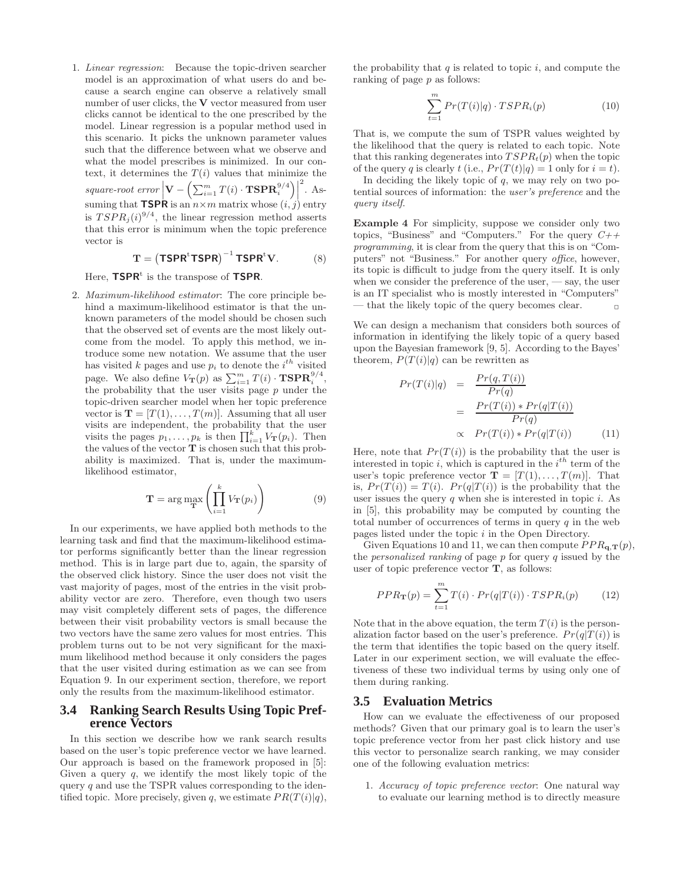1. *Linear regression*: Because the topic-driven searcher model is an approximation of what users do and because a search engine can observe a relatively small number of user clicks, the $\mathbf{V}$ vector measured from user clicks cannot be identical to the one prescribed by the model. Linear regression is a popular method used in this scenario. It picks the unknown parameter values such that the difference between what we observe and what the model prescribes is minimized. In our context, it determines the $T(i)$ values that minimize the *square-root error* $\left|\mathbf{V} - \left(\sum_{i=1}^{m} T(i) \cdot \mathbf{TSPR}_i^{9/4}\right)\right|^2$. Assuming that $\mathsf{TSPR}$ is an $n \times m$ matrix whose $(i, j)$ entry is $TSPR_j(i)^{9/4}$, the linear regression method asserts that this error is minimum when the topic preference vector is

$$\mathbf{T} = \left(\mathsf{TSPR}^t \mathsf{TSPR}\right)^{-1} \mathsf{TSPR}^t \mathbf{V}. \qquad (8)$$

Here, $\mathsf{TSPR}^t$ is the transpose of $\mathsf{TSPR}$.

2. *Maximum-likelihood estimator*: The core principle behind a maximum-likelihood estimator is that the unknown parameters of the model should be chosen such that the observed set of events are the most likely outcome from the model. To apply this method, we introduce some new notation. We assume that the user has visited $k$ pages and use $p_i$ to denote the $i^{th}$ visited page. We also define $V_{\mathbf{T}}(p)$ as $\sum_{i=1}^{m} T(i) \cdot \mathbf{TSPR}_i^{9/4}$, the probability that the user visits page $p$ under the topic-driven searcher model when her topic preference vector is $\mathbf{T} = [T(1), \ldots, T(m)]$. Assuming that all user visits are independent, the probability that the user visits the pages $p_1, \ldots, p_k$ is then $\prod_{i=1}^{k} V_{\mathbf{T}}(p_i)$. Then the values of the vector $\mathbf{T}$ is chosen such that this probability is maximized. That is, under the maximum-likelihood estimator,

$$\mathbf{T} = \arg\max_{\mathbf{T}} \left(\prod_{i=1}^{k} V_{\mathbf{T}}(p_i)\right) \qquad (9)$$

In our experiments, we have applied both methods to the learning task and find that the maximum-likelihood estimator performs significantly better than the linear regression method. This is in large part due to, again, the sparsity of the observed click history. Since the user does not visit the vast majority of pages, most of the entries in the visit probability vector are zero. Therefore, even though two users may visit completely different sets of pages, the difference between their visit probability vectors is small because the two vectors have the same zero values for most entries. This problem turns out to be not very significant for the maximum likelihood method because it only considers the pages that the user visited during estimation as we can see from Equation 9. In our experiment section, therefore, we report only the results from the maximum-likelihood estimator.

## 3.4 Ranking Search Results Using Topic Preference Vectors

In this section we describe how we rank search results based on the user's topic preference vector we have learned. Our approach is based on the framework proposed in [5]: Given a query $q$, we identify the most likely topic of the query $q$ and use the TSPR values corresponding to the identified topic. More precisely, given $q$, we estimate $PR(T(i)|q)$, the probability that $q$ is related to topic $i$, and compute the ranking of page $p$ as follows:

$$\sum_{t=1}^{m} Pr(T(i)|q) \cdot TSPR_i(p) \qquad (10)$$

That is, we compute the sum of TSPR values weighted by the likelihood that the query is related to each topic. Note that this ranking degenerates into $TSPR_t(p)$ when the topic of the query $q$ is clearly $t$ (i.e., $Pr(T(t)|q) = 1$ only for $i = t$).

In deciding the likely topic of $q$, we may rely on two potential sources of information: the *user's preference* and the *query itself*.

**Example 4** For simplicity, suppose we consider only two topics, "Business" and "Computers." For the query *C++ programming*, it is clear from the query that this is on "Computers" not "Business." For another query *office*, however, its topic is difficult to judge from the query itself. It is only when we consider the preference of the user, — say, the user is an IT specialist who is mostly interested in "Computers" — that the likely topic of the query becomes clear. □

We can design a mechanism that considers both sources of information in identifying the likely topic of a query based upon the Bayesian framework [9, 5]. According to the Bayes' theorem, $P(T(i)|q)$ can be rewritten as

$$\begin{aligned} Pr(T(i)|q) &= \frac{Pr(q, T(i))}{Pr(q)} \\ &= \frac{Pr(T(i)) * Pr(q|T(i))}{Pr(q)} \\ &\propto Pr(T(i)) * Pr(q|T(i)) \end{aligned} \qquad (11)$$

Here, note that $Pr(T(i))$ is the probability that the user is interested in topic $i$, which is captured in the $i^{th}$ term of the user's topic preference vector $\mathbf{T} = [T(1), \ldots, T(m)]$. That is, $Pr(T(i)) = T(i)$. $Pr(q|T(i))$ is the probability that the user issues the query $q$ when she is interested in topic $i$. As in [5], this probability may be computed by counting the total number of occurrences of terms in query $q$ in the web pages listed under the topic $i$ in the Open Directory.

Given Equations 10 and 11, we can then compute $PPR_{\mathbf{q},\mathbf{T}}(p)$, the *personalized ranking* of page $p$ for query $q$ issued by the user of topic preference vector $\mathbf{T}$, as follows:

$$PPR_{\mathbf{T}}(p) = \sum_{t=1}^{m} T(i) \cdot Pr(q|T(i)) \cdot TSPR_i(p) \qquad (12)$$

Note that in the above equation, the term $T(i)$ is the personalization factor based on the user's preference. $Pr(q|T(i))$ is the term that identifies the topic based on the query itself. Later in our experiment section, we will evaluate the effectiveness of these two individual terms by using only one of them during ranking.

## 3.5 Evaluation Metrics

How can we evaluate the effectiveness of our proposed methods? Given that our primary goal is to learn the user's topic preference vector from her past click history and use this vector to personalize search ranking, we may consider one of the following evaluation metrics:

1. *Accuracy of topic preference vector*: One natural way to evaluate our learning method is to directly measure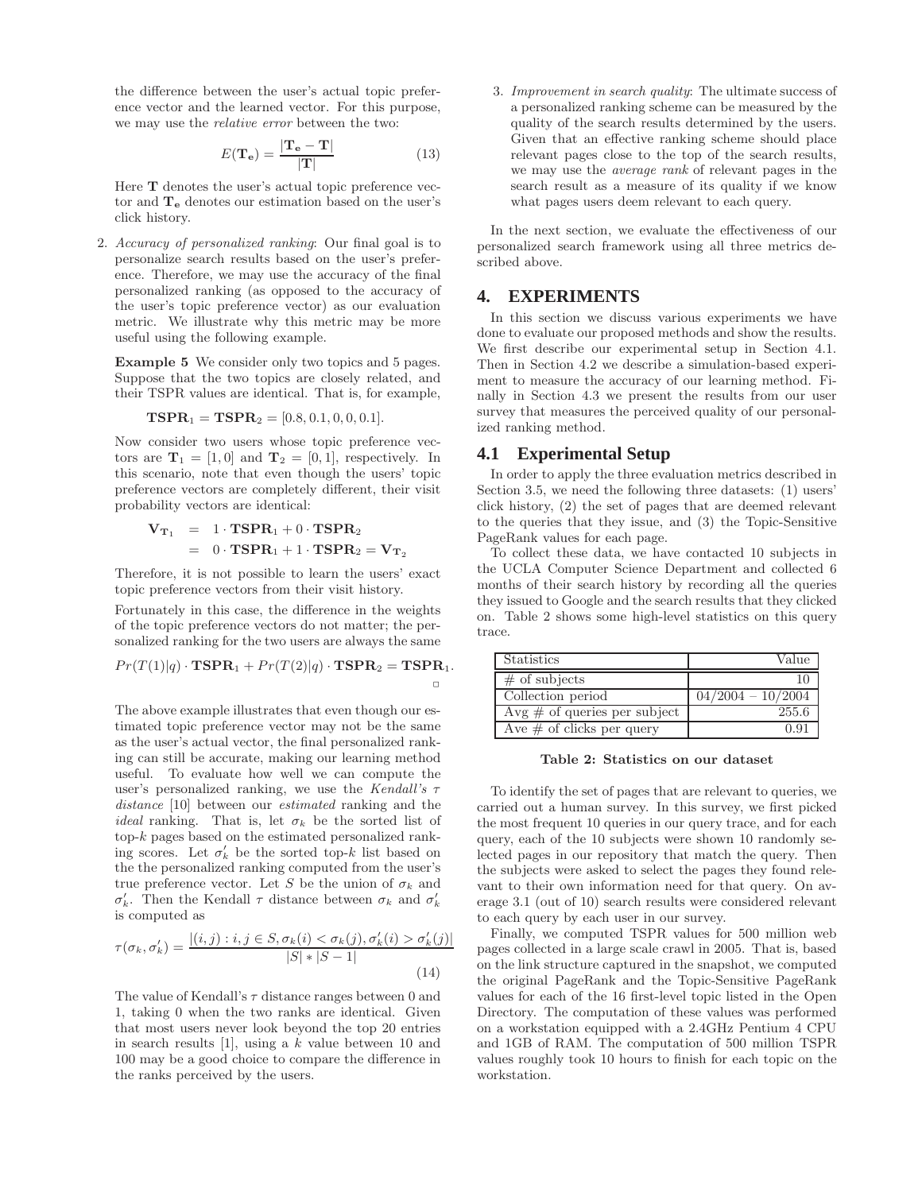the difference between the user's actual topic preference vector and the learned vector. For this purpose, we may use the *relative error* between the two:

$$E(\mathbf{T_e}) = \frac{|\mathbf{T_e} - \mathbf{T}|}{|\mathbf{T}|} \tag{13}$$

Here $\mathbf{T}$ denotes the user's actual topic preference vector and $\mathbf{T_e}$ denotes our estimation based on the user's click history.

2. *Accuracy of personalized ranking*: Our final goal is to personalize search results based on the user's preference. Therefore, we may use the accuracy of the final personalized ranking (as opposed to the accuracy of the user's topic preference vector) as our evaluation metric. We illustrate why this metric may be more useful using the following example.

   **Example 5** We consider only two topics and 5 pages. Suppose that the two topics are closely related, and their TSPR values are identical. That is, for example,

   $$\mathbf{TSPR}_1 = \mathbf{TSPR}_2 = [0.8, 0.1, 0, 0, 0.1].$$

   Now consider two users whose topic preference vectors are $\mathbf{T}_1 = [1, 0]$ and $\mathbf{T}_2 = [0, 1]$, respectively. In this scenario, note that even though the users' topic preference vectors are completely different, their visit probability vectors are identical:

   $$\begin{aligned} \mathbf{V}_{\mathbf{T}_1} &= 1 \cdot \mathbf{TSPR}_1 + 0 \cdot \mathbf{TSPR}_2 \\ &= 0 \cdot \mathbf{TSPR}_1 + 1 \cdot \mathbf{TSPR}_2 = \mathbf{V}_{\mathbf{T}_2} \end{aligned}$$

   Therefore, it is not possible to learn the users' exact topic preference vectors from their visit history.

   Fortunately in this case, the difference in the weights of the topic preference vectors do not matter; the personalized ranking for the two users are always the same

   $$Pr(T(1)|q) \cdot \mathbf{TSPR}_1 + Pr(T(2)|q) \cdot \mathbf{TSPR}_2 = \mathbf{TSPR}_1.$$

   □

   The above example illustrates that even though our estimated topic preference vector may not be the same as the user's actual vector, the final personalized ranking can still be accurate, making our learning method useful. To evaluate how well we can compute the user's personalized ranking, we use the *Kendall's $\tau$ distance* [10] between our *estimated* ranking and the *ideal* ranking. That is, let $\sigma_k$ be the sorted list of top-$k$ pages based on the estimated personalized ranking scores. Let $\sigma'_k$ be the sorted top-$k$ list based on the the personalized ranking computed from the user's true preference vector. Let $S$ be the union of $\sigma_k$ and $\sigma'_k$. Then the Kendall $\tau$ distance between $\sigma_k$ and $\sigma'_k$ is computed as

   $$\tau(\sigma_k, \sigma'_k) = \frac{|(i,j) : i,j \in S, \sigma_k(i) < \sigma_k(j), \sigma'_k(i) > \sigma'_k(j)|}{|S| * |S-1|} \tag{14}$$

   The value of Kendall's $\tau$ distance ranges between 0 and 1, taking 0 when the two ranks are identical. Given that most users never look beyond the top 20 entries in search results [1], using a $k$ value between 10 and 100 may be a good choice to compare the difference in the ranks perceived by the users.

3. *Improvement in search quality*: The ultimate success of a personalized ranking scheme can be measured by the quality of the search results determined by the users. Given that an effective ranking scheme should place relevant pages close to the top of the search results, we may use the *average rank* of relevant pages in the search result as a measure of its quality if we know what pages users deem relevant to each query.

In the next section, we evaluate the effectiveness of our personalized search framework using all three metrics described above.

# 4. EXPERIMENTS

In this section we discuss various experiments we have done to evaluate our proposed methods and show the results. We first describe our experimental setup in Section 4.1. Then in Section 4.2 we describe a simulation-based experiment to measure the accuracy of our learning method. Finally in Section 4.3 we present the results from our user survey that measures the perceived quality of our personalized ranking method.

## 4.1 Experimental Setup

In order to apply the three evaluation metrics described in Section 3.5, we need the following three datasets: (1) users' click history, (2) the set of pages that are deemed relevant to the queries that they issue, and (3) the Topic-Sensitive PageRank values for each page.

To collect these data, we have contacted 10 subjects in the UCLA Computer Science Department and collected 6 months of their search history by recording all the queries they issued to Google and the search results that they clicked on. Table 2 shows some high-level statistics on this query trace.

| Statistics | Value |
|---|---|
| # of subjects | 10 |
| Collection period | 04/2004 – 10/2004 |
| Avg # of queries per subject | 255.6 |
| Ave # of clicks per query | 0.91 |

**Table 2: Statistics on our dataset**

To identify the set of pages that are relevant to queries, we carried out a human survey. In this survey, we first picked the most frequent 10 queries in our query trace, and for each query, each of the 10 subjects were shown 10 randomly selected pages in our repository that match the query. Then the subjects were asked to select the pages they found relevant to their own information need for that query. On average 3.1 (out of 10) search results were considered relevant to each query by each user in our survey.

Finally, we computed TSPR values for 500 million web pages collected in a large scale crawl in 2005. That is, based on the link structure captured in the snapshot, we computed the original PageRank and the Topic-Sensitive PageRank values for each of the 16 first-level topic listed in the Open Directory. The computation of these values was performed on a workstation equipped with a 2.4GHz Pentium 4 CPU and 1GB of RAM. The computation of 500 million TSPR values roughly took 10 hours to finish for each topic on the workstation.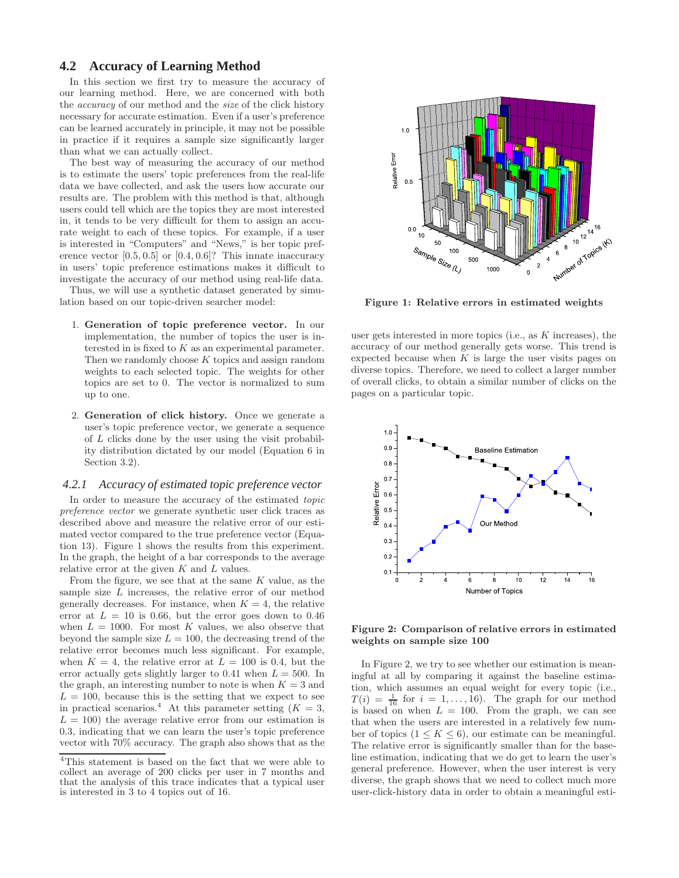## 4.2 Accuracy of Learning Method

In this section we first try to measure the accuracy of our learning method. Here, we are concerned with both the *accuracy* of our method and the *size* of the click history necessary for accurate estimation. Even if a user's preference can be learned accurately in principle, it may not be possible in practice if it requires a sample size significantly larger than what we can actually collect.

The best way of measuring the accuracy of our method is to estimate the users' topic preferences from the real-life data we have collected, and ask the users how accurate our results are. The problem with this method is that, although users could tell which are the topics they are most interested in, it tends to be very difficult for them to assign an accurate weight to each of these topics. For example, if a user is interested in "Computers" and "News," is her topic preference vector $[0.5, 0.5]$ or $[0.4, 0.6]$? This innate inaccuracy in users' topic preference estimations makes it difficult to investigate the accuracy of our method using real-life data.

Thus, we will use a synthetic dataset generated by simulation based on our topic-driven searcher model:

1. **Generation of topic preference vector.** In our implementation, the number of topics the user is interested in is fixed to $K$ as an experimental parameter. Then we randomly choose $K$ topics and assign random weights to each selected topic. The weights for other topics are set to 0. The vector is normalized to sum up to one.

2. **Generation of click history.** Once we generate a user's topic preference vector, we generate a sequence of $L$ clicks done by the user using the visit probability distribution dictated by our model (Equation 6 in Section 3.2).

### 4.2.1 Accuracy of estimated topic preference vector

In order to measure the accuracy of the estimated *topic preference vector* we generate synthetic user click traces as described above and measure the relative error of our estimated vector compared to the true preference vector (Equation 13). Figure 1 shows the results from this experiment. In the graph, the height of a bar corresponds to the average relative error at the given $K$ and $L$ values.

From the figure, we see that at the same $K$ value, as the sample size $L$ increases, the relative error of our method generally decreases. For instance, when $K = 4$, the relative error at $L = 10$ is 0.66, but the error goes down to 0.46 when $L = 1000$. For most $K$ values, we also observe that beyond the sample size $L = 100$, the decreasing trend of the relative error becomes much less significant. For example, when $K = 4$, the relative error at $L = 100$ is 0.4, but the error actually gets slightly larger to 0.41 when $L = 500$. In the graph, an interesting number to note is when $K = 3$ and $L = 100$, because this is the setting that we expect to see in practical scenarios.[4] At this parameter setting ($K = 3$, $L = 100$) the average relative error from our estimation is 0.3, indicating that we can learn the user's topic preference vector with 70% accuracy. The graph also shows that as the user gets interested in more topics (i.e., as $K$ increases), the accuracy of our method generally gets worse. This trend is expected because when $K$ is large the user visits pages on diverse topics. Therefore, we need to collect a larger number of overall clicks, to obtain a similar number of clicks on the pages on a particular topic.

[4]This statement is based on the fact that we were able to collect an average of 200 clicks per user in 7 months and that the analysis of this trace indicates that a typical user is interested in 3 to 4 topics out of 16.

**Figure 1: Relative errors in estimated weights**

**Figure 2: Comparison of relative errors in estimated weights on sample size 100**

In Figure 2, we try to see whether our estimation is meaningful at all by comparing it against the baseline estimation, which assumes an equal weight for every topic (i.e., $T(i) = \frac{1}{16}$ for $i = 1, \ldots, 16$). The graph for our method is based on when $L = 100$. From the graph, we can see that when the users are interested in a relatively few number of topics ($1 \leq K \leq 6$), our estimate can be meaningful. The relative error is significantly smaller than for the baseline estimation, indicating that we do get to learn the user's general preference. However, when the user interest is very diverse, the graph shows that we need to collect much more user-click-history data in order to obtain a meaningful esti-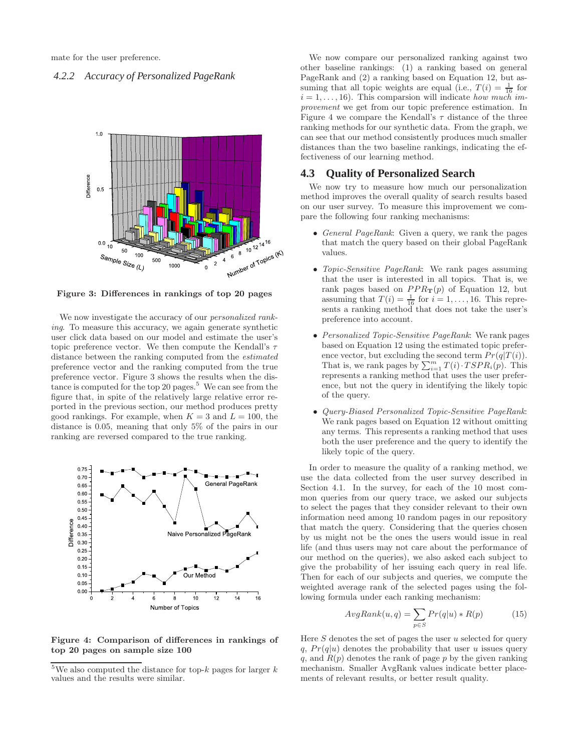mate for the user preference.

### 4.2.2 Accuracy of Personalized PageRank

Figure 3: Differences in rankings of top 20 pages

We now investigate the accuracy of our *personalized ranking*. To measure this accuracy, we again generate synthetic user click data based on our model and estimate the user's topic preference vector. We then compute the Kendall's $\tau$ distance between the ranking computed from the *estimated* preference vector and the ranking computed from the true preference vector. Figure 3 shows the results when the distance is computed for the top 20 pages.[5] We can see from the figure that, in spite of the relatively large relative error reported in the previous section, our method produces pretty good rankings. For example, when $K = 3$ and $L = 100$, the distance is 0.05, meaning that only 5% of the pairs in our ranking are reversed compared to the true ranking.

Figure 4: Comparison of differences in rankings of top 20 pages on sample size 100

[5] We also computed the distance for top-$k$ pages for larger $k$ values and the results were similar.

We now compare our personalized ranking against two other baseline rankings: (1) a ranking based on general PageRank and (2) a ranking based on Equation 12, but assuming that all topic weights are equal (i.e., $T(i) = \frac{1}{16}$ for $i = 1, \ldots, 16$). This comparsion will indicate *how much improvement* we get from our topic preference estimation. In Figure 4 we compare the Kendall's $\tau$ distance of the three ranking methods for our synthetic data. From the graph, we can see that our method consistently produces much smaller distances than the two baseline rankings, indicating the effectiveness of our learning method.

## 4.3 Quality of Personalized Search

We now try to measure how much our personalization method improves the overall quality of search results based on our user survey. To measure this improvement we compare the following four ranking mechanisms:

- *General PageRank*: Given a query, we rank the pages that match the query based on their global PageRank values.
- *Topic-Sensitive PageRank*: We rank pages assuming that the user is interested in all topics. That is, we rank pages based on $PPR_{\mathbf{T}}(p)$ of Equation 12, but assuming that $T(i) = \frac{1}{16}$ for $i = 1, \ldots, 16$. This represents a ranking method that does not take the user's preference into account.
- *Personalized Topic-Sensitive PageRank*: We rank pages based on Equation 12 using the estimated topic preference vector, but excluding the second term $Pr(q|T(i))$. That is, we rank pages by $\sum_{i=1}^{m} T(i) \cdot TSPR_i(p)$. This represents a ranking method that uses the user preference, but not the query in identifying the likely topic of the query.
- *Query-Biased Personalized Topic-Sensitive PageRank*: We rank pages based on Equation 12 without omitting any terms. This represents a ranking method that uses both the user preference and the query to identify the likely topic of the query.

In order to measure the quality of a ranking method, we use the data collected from the user survey described in Section 4.1. In the survey, for each of the 10 most common queries from our query trace, we asked our subjects to select the pages that they consider relevant to their own information need among 10 random pages in our repository that match the query. Considering that the queries chosen by us might not be the ones the users would issue in real life (and thus users may not care about the performance of our method on the queries), we also asked each subject to give the probability of her issuing each query in real life. Then for each of our subjects and queries, we compute the weighted average rank of the selected pages using the following formula under each ranking mechanism:

$$AvgRank(u, q) = \sum_{p \in S} Pr(q|u) * R(p) \qquad (15)$$

Here $S$ denotes the set of pages the user $u$ selected for query $q$, $Pr(q|u)$ denotes the probability that user $u$ issues query $q$, and $R(p)$ denotes the rank of page $p$ by the given ranking mechanism. Smaller AvgRank values indicate better placements of relevant results, or better result quality.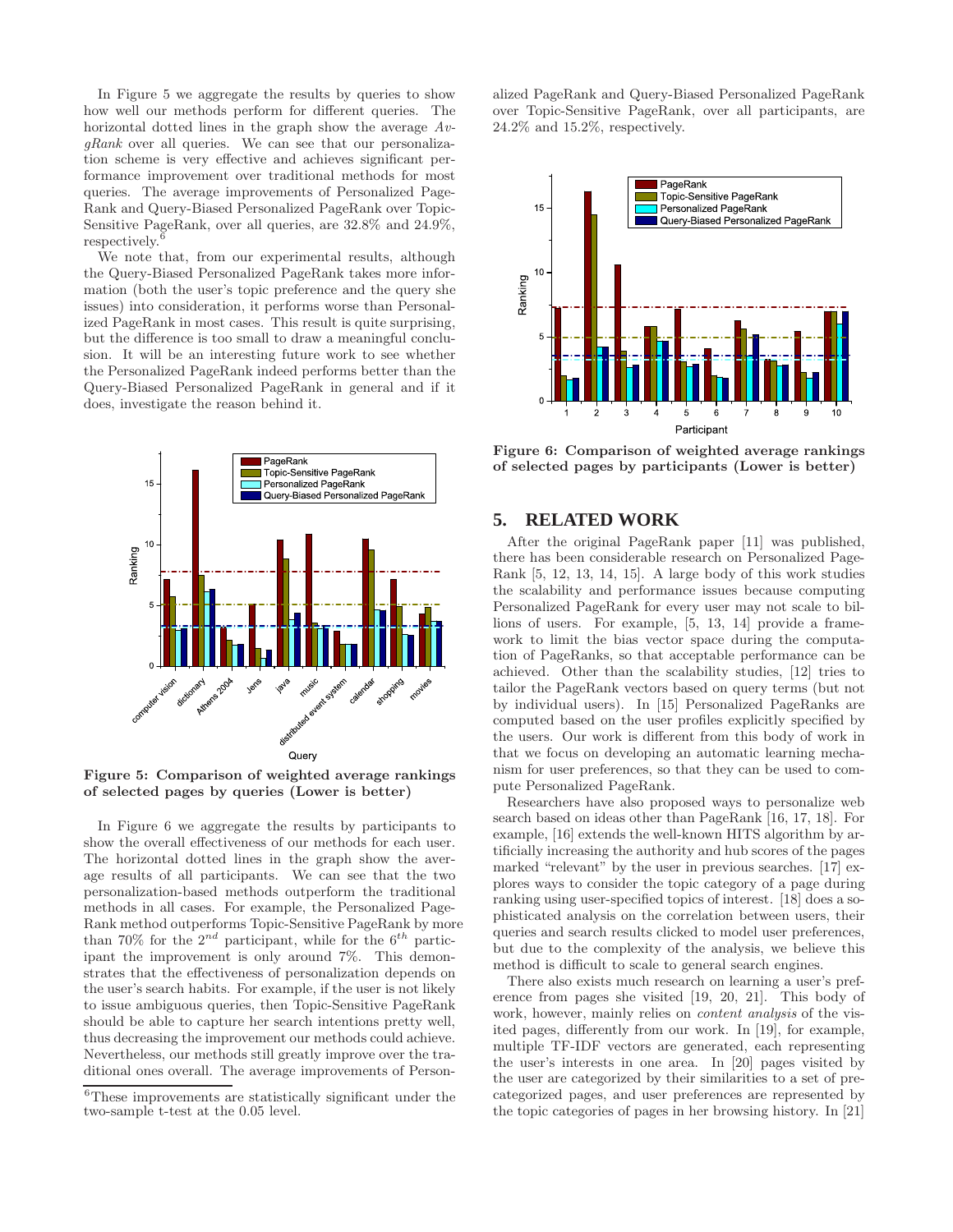In Figure 5 we aggregate the results by queries to show how well our methods perform for different queries. The horizontal dotted lines in the graph show the average *AvgRank* over all queries. We can see that our personalization scheme is very effective and achieves significant performance improvement over traditional methods for most queries. The average improvements of Personalized PageRank and Query-Biased Personalized PageRank over Topic-Sensitive PageRank, over all queries, are 32.8% and 24.9%, respectively.[6]

We note that, from our experimental results, although the Query-Biased Personalized PageRank takes more information (both the user's topic preference and the query she issues) into consideration, it performs worse than Personalized PageRank in most cases. This result is quite surprising, but the difference is too small to draw a meaningful conclusion. It will be an interesting future work to see whether the Personalized PageRank indeed performs better than the Query-Biased Personalized PageRank in general and if it does, investigate the reason behind it.

**Figure 5: Comparison of weighted average rankings of selected pages by queries (Lower is better)**

In Figure 6 we aggregate the results by participants to show the overall effectiveness of our methods for each user. The horizontal dotted lines in the graph show the average results of all participants. We can see that the two personalization-based methods outperform the traditional methods in all cases. For example, the Personalized PageRank method outperforms Topic-Sensitive PageRank by more than 70% for the $2^{nd}$ participant, while for the $6^{th}$ participant the improvement is only around 7%. This demonstrates that the effectiveness of personalization depends on the user's search habits. For example, if the user is not likely to issue ambiguous queries, then Topic-Sensitive PageRank should be able to capture her search intentions pretty well, thus decreasing the improvement our methods could achieve. Nevertheless, our methods still greatly improve over the traditional ones overall. The average improvements of Personalized PageRank and Query-Biased Personalized PageRank over Topic-Sensitive PageRank, over all participants, are 24.2% and 15.2%, respectively.

**Figure 6: Comparison of weighted average rankings of selected pages by participants (Lower is better)**

## 5. RELATED WORK

After the original PageRank paper [11] was published, there has been considerable research on Personalized PageRank [5, 12, 13, 14, 15]. A large body of this work studies the scalability and performance issues because computing Personalized PageRank for every user may not scale to billions of users. For example, [5, 13, 14] provide a framework to limit the bias vector space during the computation of PageRanks, so that acceptable performance can be achieved. Other than the scalability studies, [12] tries to tailor the PageRank vectors based on query terms (but not by individual users). In [15] Personalized PageRanks are computed based on the user profiles explicitly specified by the users. Our work is different from this body of work in that we focus on developing an automatic learning mechanism for user preferences, so that they can be used to compute Personalized PageRank.

Researchers have also proposed ways to personalize web search based on ideas other than PageRank [16, 17, 18]. For example, [16] extends the well-known HITS algorithm by artificially increasing the authority and hub scores of the pages marked "relevant" by the user in previous searches. [17] explores ways to consider the topic category of a page during ranking using user-specified topics of interest. [18] does a sophisticated analysis on the correlation between users, their queries and search results clicked to model user preferences, but due to the complexity of the analysis, we believe this method is difficult to scale to general search engines.

There also exists much research on learning a user's preference from pages she visited [19, 20, 21]. This body of work, however, mainly relies on *content analysis* of the visited pages, differently from our work. In [19], for example, multiple TF-IDF vectors are generated, each representing the user's interests in one area. In [20] pages visited by the user are categorized by their similarities to a set of pre-categorized pages, and user preferences are represented by the topic categories of pages in her browsing history. In [21]

[6] These improvements are statistically significant under the two-sample t-test at the 0.05 level.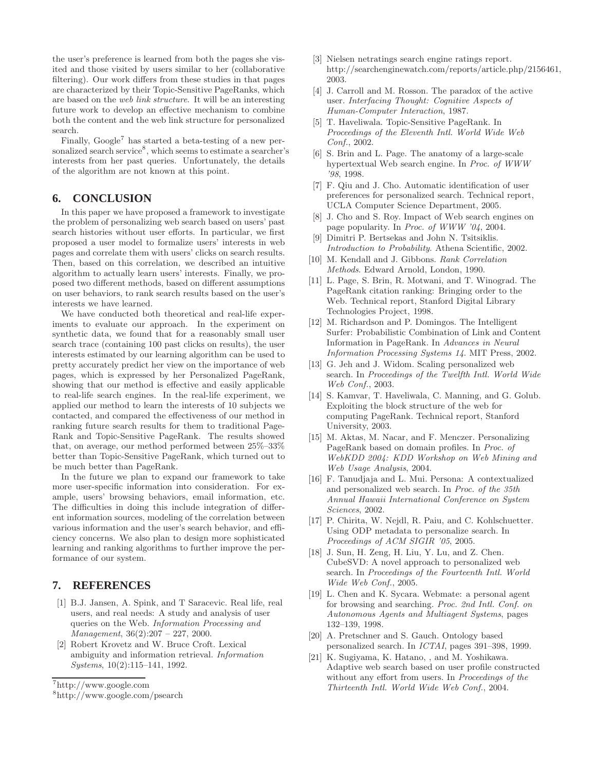the user's preference is learned from both the pages she visited and those visited by users similar to her (collaborative filtering). Our work differs from these studies in that pages are characterized by their Topic-Sensitive PageRanks, which are based on the *web link structure*. It will be an interesting future work to develop an effective mechanism to combine both the content and the web link structure for personalized search.

Finally, Google[7] has started a beta-testing of a new personalized search service[8], which seems to estimate a searcher's interests from her past queries. Unfortunately, the details of the algorithm are not known at this point.

## 6. CONCLUSION

In this paper we have proposed a framework to investigate the problem of personalizing web search based on users' past search histories without user efforts. In particular, we first proposed a user model to formalize users' interests in web pages and correlate them with users' clicks on search results. Then, based on this correlation, we described an intuitive algorithm to actually learn users' interests. Finally, we proposed two different methods, based on different assumptions on user behaviors, to rank search results based on the user's interests we have learned.

We have conducted both theoretical and real-life experiments to evaluate our approach. In the experiment on synthetic data, we found that for a reasonably small user search trace (containing 100 past clicks on results), the user interests estimated by our learning algorithm can be used to pretty accurately predict her view on the importance of web pages, which is expressed by her Personalized PageRank, showing that our method is effective and easily applicable to real-life search engines. In the real-life experiment, we applied our method to learn the interests of 10 subjects we contacted, and compared the effectiveness of our method in ranking future search results for them to traditional PageRank and Topic-Sensitive PageRank. The results showed that, on average, our method performed between 25%–33% better than Topic-Sensitive PageRank, which turned out to be much better than PageRank.

In the future we plan to expand our framework to take more user-specific information into consideration. For example, users' browsing behaviors, email information, etc. The difficulties in doing this include integration of different information sources, modeling of the correlation between various information and the user's search behavior, and efficiency concerns. We also plan to design more sophisticated learning and ranking algorithms to further improve the performance of our system.

## 7. REFERENCES

[1] B.J. Jansen, A. Spink, and T Saracevic. Real life, real users, and real needs: A study and analysis of user queries on the Web. *Information Processing and Management*, 36(2):207 – 227, 2000.

[2] Robert Krovetz and W. Bruce Croft. Lexical ambiguity and information retrieval. *Information Systems*, 10(2):115–141, 1992.

[3] Nielsen netratings search engine ratings report. http://searchenginewatch.com/reports/article.php/2156461, 2003.

[4] J. Carroll and M. Rosson. The paradox of the active user. *Interfacing Thought: Cognitive Aspects of Human-Computer Interaction*, 1987.

[5] T. Haveliwala. Topic-Sensitive PageRank. In *Proceedings of the Eleventh Intl. World Wide Web Conf.*, 2002.

[6] S. Brin and L. Page. The anatomy of a large-scale hypertextual Web search engine. In *Proc. of WWW '98*, 1998.

[7] F. Qiu and J. Cho. Automatic identification of user preferences for personalized search. Technical report, UCLA Computer Science Department, 2005.

[8] J. Cho and S. Roy. Impact of Web search engines on page popularity. In *Proc. of WWW '04*, 2004.

[9] Dimitri P. Bertsekas and John N. Tsitsiklis. *Introduction to Probability*. Athena Scientific, 2002.

[10] M. Kendall and J. Gibbons. *Rank Correlation Methods*. Edward Arnold, London, 1990.

[11] L. Page, S. Brin, R. Motwani, and T. Winograd. The PageRank citation ranking: Bringing order to the Web. Technical report, Stanford Digital Library Technologies Project, 1998.

[12] M. Richardson and P. Domingos. The Intelligent Surfer: Probabilistic Combination of Link and Content Information in PageRank. In *Advances in Neural Information Processing Systems 14*. MIT Press, 2002.

[13] G. Jeh and J. Widom. Scaling personalized web search. In *Proceedings of the Twelfth Intl. World Wide Web Conf.*, 2003.

[14] S. Kamvar, T. Haveliwala, C. Manning, and G. Golub. Exploiting the block structure of the web for computing PageRank. Technical report, Stanford University, 2003.

[15] M. Aktas, M. Nacar, and F. Menczer. Personalizing PageRank based on domain profiles. In *Proc. of WebKDD 2004: KDD Workshop on Web Mining and Web Usage Analysis*, 2004.

[16] F. Tanudjaja and L. Mui. Persona: A contextualized and personalized web search. In *Proc. of the 35th Annual Hawaii International Conference on System Sciences*, 2002.

[17] P. Chirita, W. Nejdl, R. Paiu, and C. Kohlschuetter. Using ODP metadata to personalize search. In *Proceedings of ACM SIGIR '05*, 2005.

[18] J. Sun, H. Zeng, H. Liu, Y. Lu, and Z. Chen. CubeSVD: A novel approach to personalized web search. In *Proceedings of the Fourteenth Intl. World Wide Web Conf.*, 2005.

[19] L. Chen and K. Sycara. Webmate: a personal agent for browsing and searching. *Proc. 2nd Intl. Conf. on Autonomous Agents and Multiagent Systems*, pages 132–139, 1998.

[20] A. Pretschner and S. Gauch. Ontology based personalized search. In *ICTAI*, pages 391–398, 1999.

[21] K. Sugiyama, K. Hatano, , and M. Yoshikawa. Adaptive web search based on user profile constructed without any effort from users. In *Proceedings of the Thirteenth Intl. World Wide Web Conf.*, 2004.

[7] http://www.google.com

[8] http://www.google.com/psearch